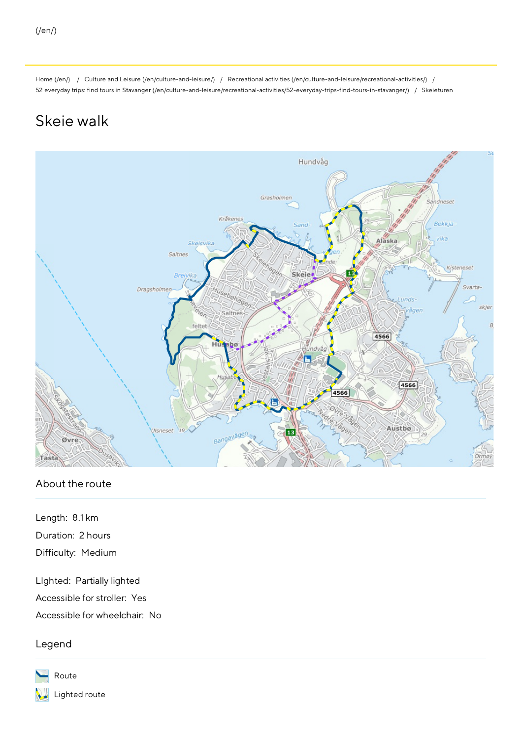(/en/)

Home (/en/) / Culture and Leisure (/en/culture-and-leisure/) / Recreational activities (/en/culture-and-leisure/recreational-activities/) / 52 everyday trips: find tours in Stavanger (/en/culture-and-leisure/recreational-activities/52-everyday-trips-find-tours-in-stavanger/) / Skeieturen

# Skeie walk

## About the route

Length: 8.1 km

Duration: 2 hours

Difficulty: Medium

LIghted: Partially lighted

Accessible for stroller: Yes

Accessible for wheelchair: No

## Legend

Route

Lighted route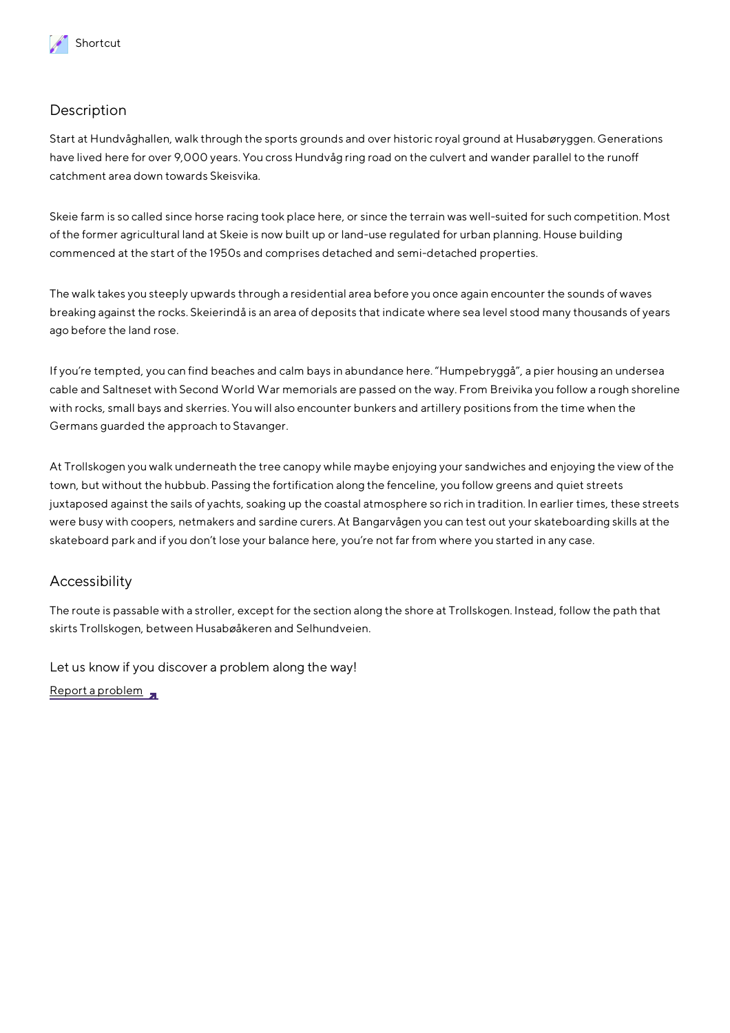Shortcut

## Description

Start at Hundvåghallen, walk through the sports grounds and over historic royal ground at Husabøryggen. Generations have lived here for over 9,000 years. You cross Hundvåg ring road on the culvert and wander parallel to the runoff catchment area down towards Skeisvika.

Skeie farm is so called since horse racing took place here, or since the terrain was well-suited for such competition. Most of the former agricultural land at Skeie is now built up or land-use regulated for urban planning. House building commenced at the start of the 1950s and comprises detached and semi-detached properties.

The walk takes you steeply upwards through a residential area before you once again encounter the sounds of waves breaking against the rocks. Skeierindå is an area of deposits that indicate where sea level stood many thousands of years ago before the land rose.

If you're tempted, you can find beaches and calm bays in abundance here. "Humpebryggå", a pier housing an undersea cable and Saltneset with Second World War memorials are passed on the way. From Breivika you follow a rough shoreline with rocks, small bays and skerries. You will also encounter bunkers and artillery positions from the time when the Germans guarded the approach to Stavanger.

At Trollskogen you walk underneath the tree canopy while maybe enjoying your sandwiches and enjoying the view of the town, but without the hubbub. Passing the fortification along the fenceline, you follow greens and quiet streets juxtaposed against the sails of yachts, soaking up the coastal atmosphere so rich in tradition. In earlier times, these streets were busy with coopers, netmakers and sardine curers. At Bangarvågen you can test out your skateboarding skills at the skateboard park and if you don't lose your balance here, you're not far from where you started in any case.

## Accessibility

The route is passable with a stroller, except for the section along the shore at Trollskogen. Instead, follow the path that skirts Trollskogen, between Husabøåkeren and Selhundveien.

Let us know if you discover a problem along the way!

Report a problem